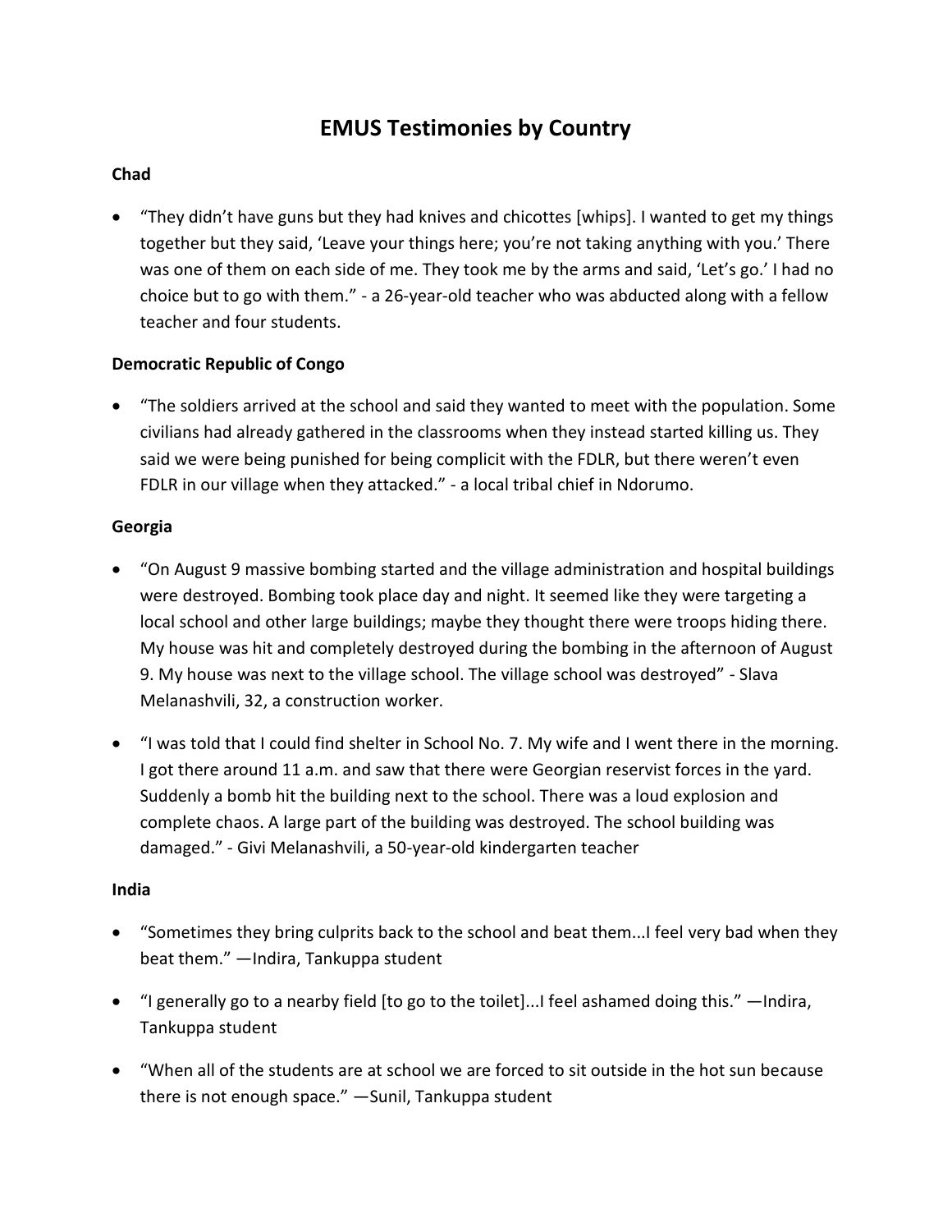# EMUS Testimonies by Country

**Chad**

- “They didn’t have guns but they had knives and chicottes [whips]. I wanted to get my things together but they said, ‘Leave your things here; you’re not taking anything with you.’ There was one of them on each side of me. They took me by the arms and said, ‘Let’s go.’ I had no choice but to go with them.” - a 26-year-old teacher who was abducted along with a fellow teacher and four students.

**Democratic Republic of Congo**

- “The soldiers arrived at the school and said they wanted to meet with the population. Some civilians had already gathered in the classrooms when they instead started killing us. They said we were being punished for being complicit with the FDLR, but there weren’t even FDLR in our village when they attacked.” - a local tribal chief in Ndorumo.

**Georgia**

- “On August 9 massive bombing started and the village administration and hospital buildings were destroyed. Bombing took place day and night. It seemed like they were targeting a local school and other large buildings; maybe they thought there were troops hiding there. My house was hit and completely destroyed during the bombing in the afternoon of August 9. My house was next to the village school. The village school was destroyed” - Slava Melanashvili, 32, a construction worker.

- “I was told that I could find shelter in School No. 7. My wife and I went there in the morning. I got there around 11 a.m. and saw that there were Georgian reservist forces in the yard. Suddenly a bomb hit the building next to the school. There was a loud explosion and complete chaos. A large part of the building was destroyed. The school building was damaged.” - Givi Melanashvili, a 50-year-old kindergarten teacher

**India**

- “Sometimes they bring culprits back to the school and beat them...I feel very bad when they beat them.” —Indira, Tankuppa student

- “I generally go to a nearby field [to go to the toilet]...I feel ashamed doing this.” —Indira, Tankuppa student

- “When all of the students are at school we are forced to sit outside in the hot sun because there is not enough space.” —Sunil, Tankuppa student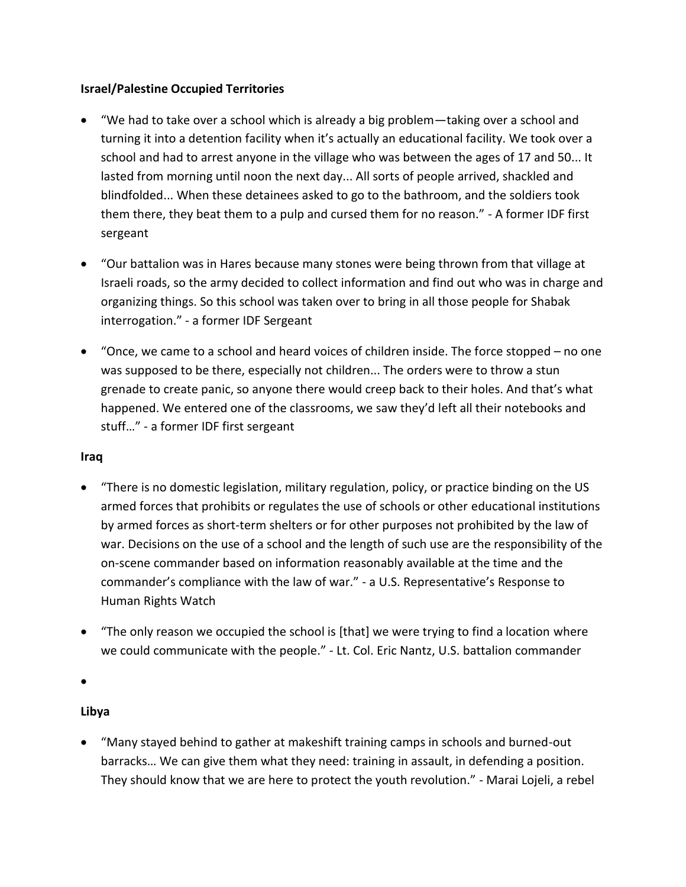**Israel/Palestine Occupied Territories**

- "We had to take over a school which is already a big problem—taking over a school and turning it into a detention facility when it's actually an educational facility. We took over a school and had to arrest anyone in the village who was between the ages of 17 and 50... It lasted from morning until noon the next day... All sorts of people arrived, shackled and blindfolded... When these detainees asked to go to the bathroom, and the soldiers took them there, they beat them to a pulp and cursed them for no reason." - A former IDF first sergeant

- "Our battalion was in Hares because many stones were being thrown from that village at Israeli roads, so the army decided to collect information and find out who was in charge and organizing things. So this school was taken over to bring in all those people for Shabak interrogation." - a former IDF Sergeant

- "Once, we came to a school and heard voices of children inside. The force stopped – no one was supposed to be there, especially not children... The orders were to throw a stun grenade to create panic, so anyone there would creep back to their holes. And that's what happened. We entered one of the classrooms, we saw they'd left all their notebooks and stuff…" - a former IDF first sergeant

**Iraq**

- "There is no domestic legislation, military regulation, policy, or practice binding on the US armed forces that prohibits or regulates the use of schools or other educational institutions by armed forces as short-term shelters or for other purposes not prohibited by the law of war. Decisions on the use of a school and the length of such use are the responsibility of the on-scene commander based on information reasonably available at the time and the commander's compliance with the law of war." - a U.S. Representative's Response to Human Rights Watch

- "The only reason we occupied the school is [that] we were trying to find a location where we could communicate with the people." - Lt. Col. Eric Nantz, U.S. battalion commander

- 

**Libya**

- "Many stayed behind to gather at makeshift training camps in schools and burned-out barracks… We can give them what they need: training in assault, in defending a position. They should know that we are here to protect the youth revolution." - Marai Lojeli, a rebel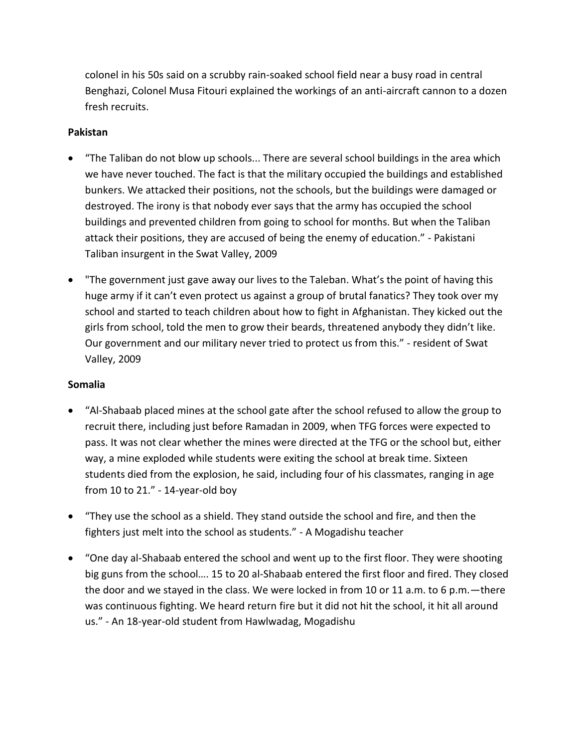colonel in his 50s said on a scrubby rain-soaked school field near a busy road in central Benghazi, Colonel Musa Fitouri explained the workings of an anti-aircraft cannon to a dozen fresh recruits.

**Pakistan**

- "The Taliban do not blow up schools... There are several school buildings in the area which we have never touched. The fact is that the military occupied the buildings and established bunkers. We attacked their positions, not the schools, but the buildings were damaged or destroyed. The irony is that nobody ever says that the army has occupied the school buildings and prevented children from going to school for months. But when the Taliban attack their positions, they are accused of being the enemy of education." - Pakistani Taliban insurgent in the Swat Valley, 2009
- "The government just gave away our lives to the Taleban. What's the point of having this huge army if it can't even protect us against a group of brutal fanatics? They took over my school and started to teach children about how to fight in Afghanistan. They kicked out the girls from school, told the men to grow their beards, threatened anybody they didn't like. Our government and our military never tried to protect us from this." - resident of Swat Valley, 2009

**Somalia**

- "Al-Shabaab placed mines at the school gate after the school refused to allow the group to recruit there, including just before Ramadan in 2009, when TFG forces were expected to pass. It was not clear whether the mines were directed at the TFG or the school but, either way, a mine exploded while students were exiting the school at break time. Sixteen students died from the explosion, he said, including four of his classmates, ranging in age from 10 to 21." - 14-year-old boy
- "They use the school as a shield. They stand outside the school and fire, and then the fighters just melt into the school as students." - A Mogadishu teacher
- "One day al-Shabaab entered the school and went up to the first floor. They were shooting big guns from the school…. 15 to 20 al-Shabaab entered the first floor and fired. They closed the door and we stayed in the class. We were locked in from 10 or 11 a.m. to 6 p.m.—there was continuous fighting. We heard return fire but it did not hit the school, it hit all around us." - An 18-year-old student from Hawlwadag, Mogadishu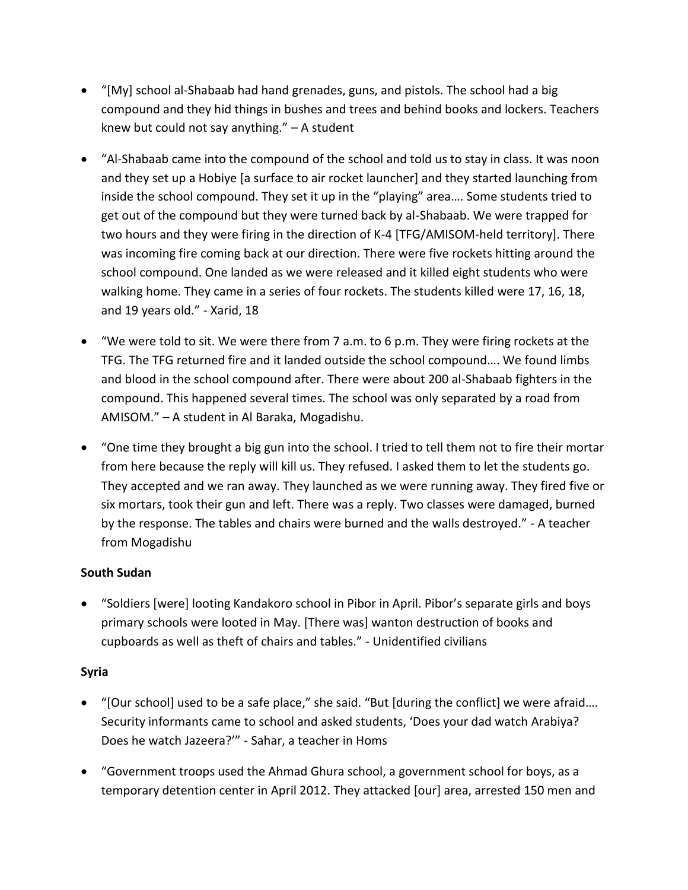- "[My] school al-Shabaab had hand grenades, guns, and pistols. The school had a big compound and they hid things in bushes and trees and behind books and lockers. Teachers knew but could not say anything." – A student

- "Al-Shabaab came into the compound of the school and told us to stay in class. It was noon and they set up a Hobiye [a surface to air rocket launcher] and they started launching from inside the school compound. They set it up in the "playing" area…. Some students tried to get out of the compound but they were turned back by al-Shabaab. We were trapped for two hours and they were firing in the direction of K-4 [TFG/AMISOM-held territory]. There was incoming fire coming back at our direction. There were five rockets hitting around the school compound. One landed as we were released and it killed eight students who were walking home. They came in a series of four rockets. The students killed were 17, 16, 18, and 19 years old." - Xarid, 18

- "We were told to sit. We were there from 7 a.m. to 6 p.m. They were firing rockets at the TFG. The TFG returned fire and it landed outside the school compound…. We found limbs and blood in the school compound after. There were about 200 al-Shabaab fighters in the compound. This happened several times. The school was only separated by a road from AMISOM." – A student in Al Baraka, Mogadishu.

- "One time they brought a big gun into the school. I tried to tell them not to fire their mortar from here because the reply will kill us. They refused. I asked them to let the students go. They accepted and we ran away. They launched as we were running away. They fired five or six mortars, took their gun and left. There was a reply. Two classes were damaged, burned by the response. The tables and chairs were burned and the walls destroyed." - A teacher from Mogadishu

**South Sudan**

- "Soldiers [were] looting Kandakoro school in Pibor in April. Pibor's separate girls and boys primary schools were looted in May. [There was] wanton destruction of books and cupboards as well as theft of chairs and tables." - Unidentified civilians

**Syria**

- "[Our school] used to be a safe place," she said. "But [during the conflict] we were afraid…. Security informants came to school and asked students, 'Does your dad watch Arabiya? Does he watch Jazeera?'" - Sahar, a teacher in Homs

- "Government troops used the Ahmad Ghura school, a government school for boys, as a temporary detention center in April 2012. They attacked [our] area, arrested 150 men and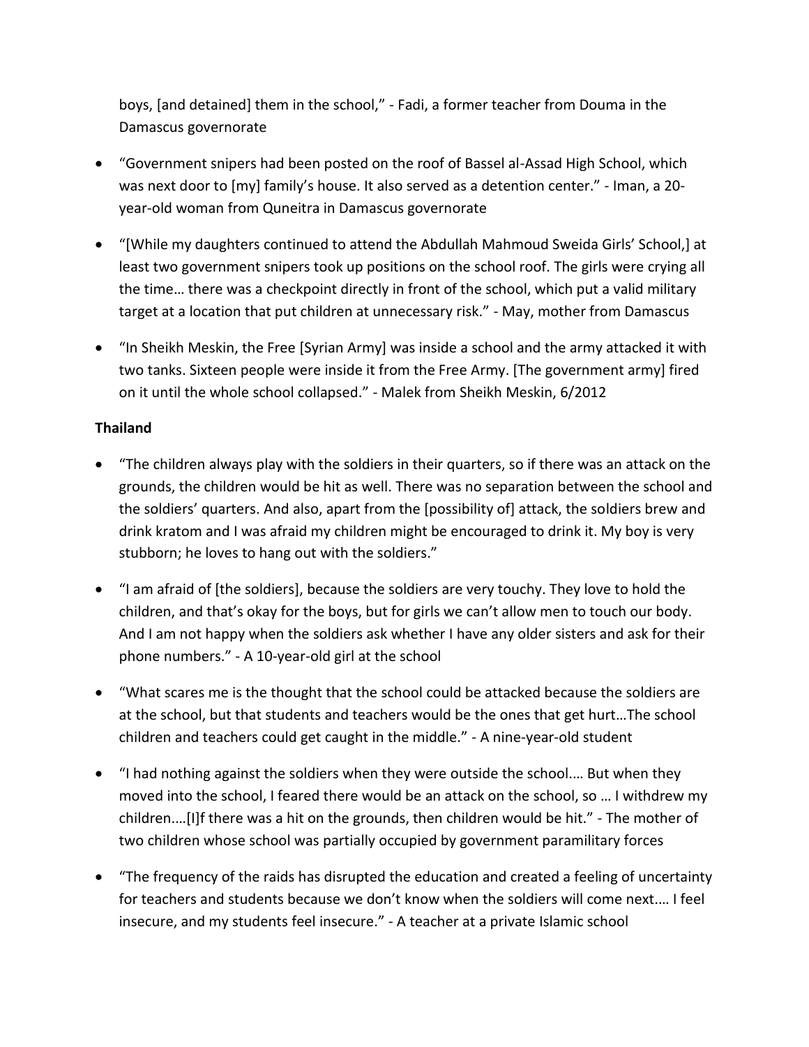boys, [and detained] them in the school," - Fadi, a former teacher from Douma in the Damascus governorate

- "Government snipers had been posted on the roof of Bassel al-Assad High School, which was next door to [my] family's house. It also served as a detention center." - Iman, a 20-year-old woman from Quneitra in Damascus governorate
- "[While my daughters continued to attend the Abdullah Mahmoud Sweida Girls' School,] at least two government snipers took up positions on the school roof. The girls were crying all the time… there was a checkpoint directly in front of the school, which put a valid military target at a location that put children at unnecessary risk." - May, mother from Damascus
- "In Sheikh Meskin, the Free [Syrian Army] was inside a school and the army attacked it with two tanks. Sixteen people were inside it from the Free Army. [The government army] fired on it until the whole school collapsed." - Malek from Sheikh Meskin, 6/2012

**Thailand**

- "The children always play with the soldiers in their quarters, so if there was an attack on the grounds, the children would be hit as well. There was no separation between the school and the soldiers' quarters. And also, apart from the [possibility of] attack, the soldiers brew and drink kratom and I was afraid my children might be encouraged to drink it. My boy is very stubborn; he loves to hang out with the soldiers."
- "I am afraid of [the soldiers], because the soldiers are very touchy. They love to hold the children, and that's okay for the boys, but for girls we can't allow men to touch our body. And I am not happy when the soldiers ask whether I have any older sisters and ask for their phone numbers." - A 10-year-old girl at the school
- "What scares me is the thought that the school could be attacked because the soldiers are at the school, but that students and teachers would be the ones that get hurt…The school children and teachers could get caught in the middle." - A nine-year-old student
- "I had nothing against the soldiers when they were outside the school.… But when they moved into the school, I feared there would be an attack on the school, so … I withdrew my children.…[I]f there was a hit on the grounds, then children would be hit." - The mother of two children whose school was partially occupied by government paramilitary forces
- "The frequency of the raids has disrupted the education and created a feeling of uncertainty for teachers and students because we don't know when the soldiers will come next.… I feel insecure, and my students feel insecure." - A teacher at a private Islamic school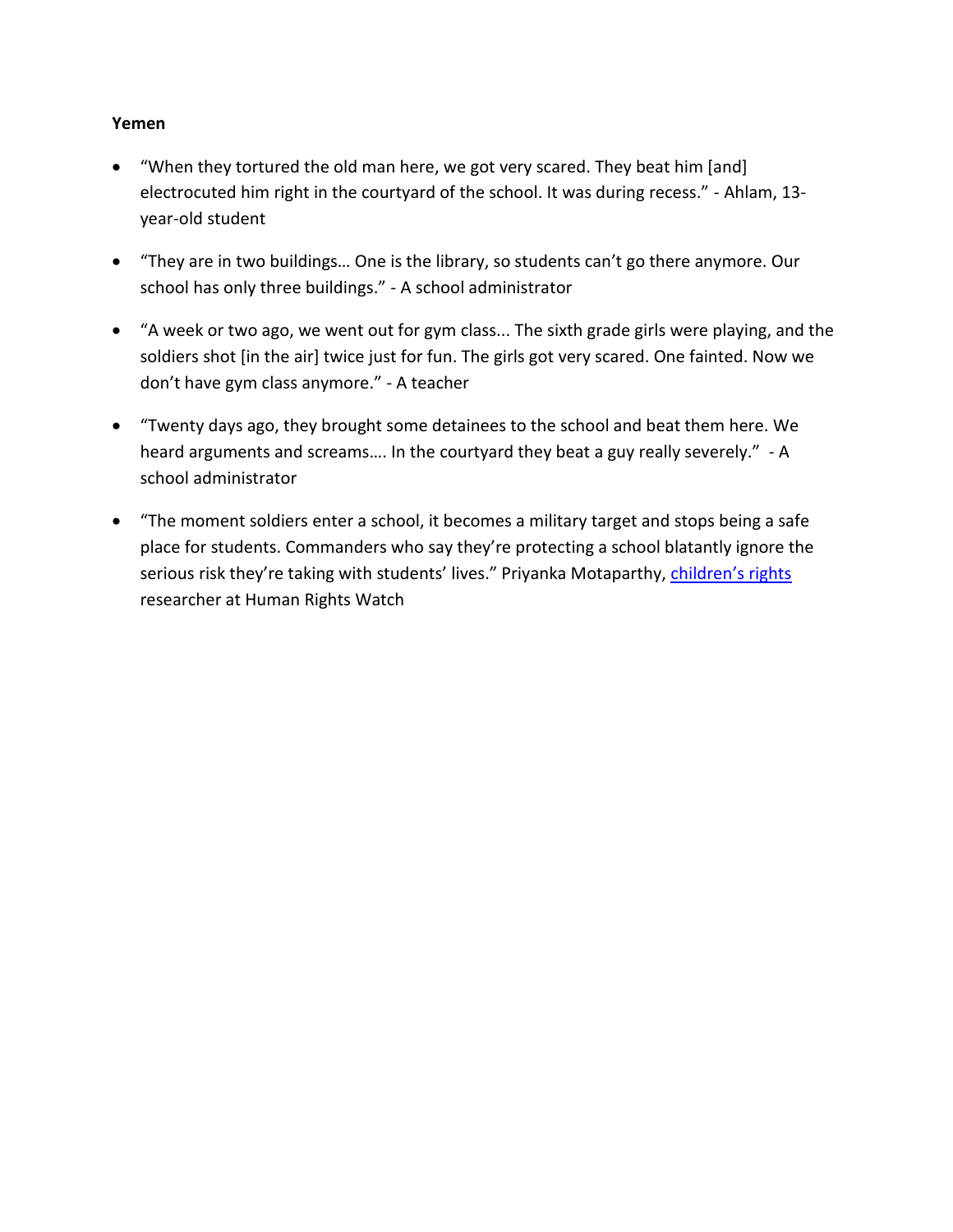**Yemen**

- "When they tortured the old man here, we got very scared. They beat him [and] electrocuted him right in the courtyard of the school. It was during recess." - Ahlam, 13-year-old student

- "They are in two buildings… One is the library, so students can't go there anymore. Our school has only three buildings." - A school administrator

- "A week or two ago, we went out for gym class... The sixth grade girls were playing, and the soldiers shot [in the air] twice just for fun. The girls got very scared. One fainted. Now we don't have gym class anymore." - A teacher

- "Twenty days ago, they brought some detainees to the school and beat them here. We heard arguments and screams…. In the courtyard they beat a guy really severely." - A school administrator

- "The moment soldiers enter a school, it becomes a military target and stops being a safe place for students. Commanders who say they're protecting a school blatantly ignore the serious risk they're taking with students' lives." Priyanka Motaparthy, children's rights researcher at Human Rights Watch